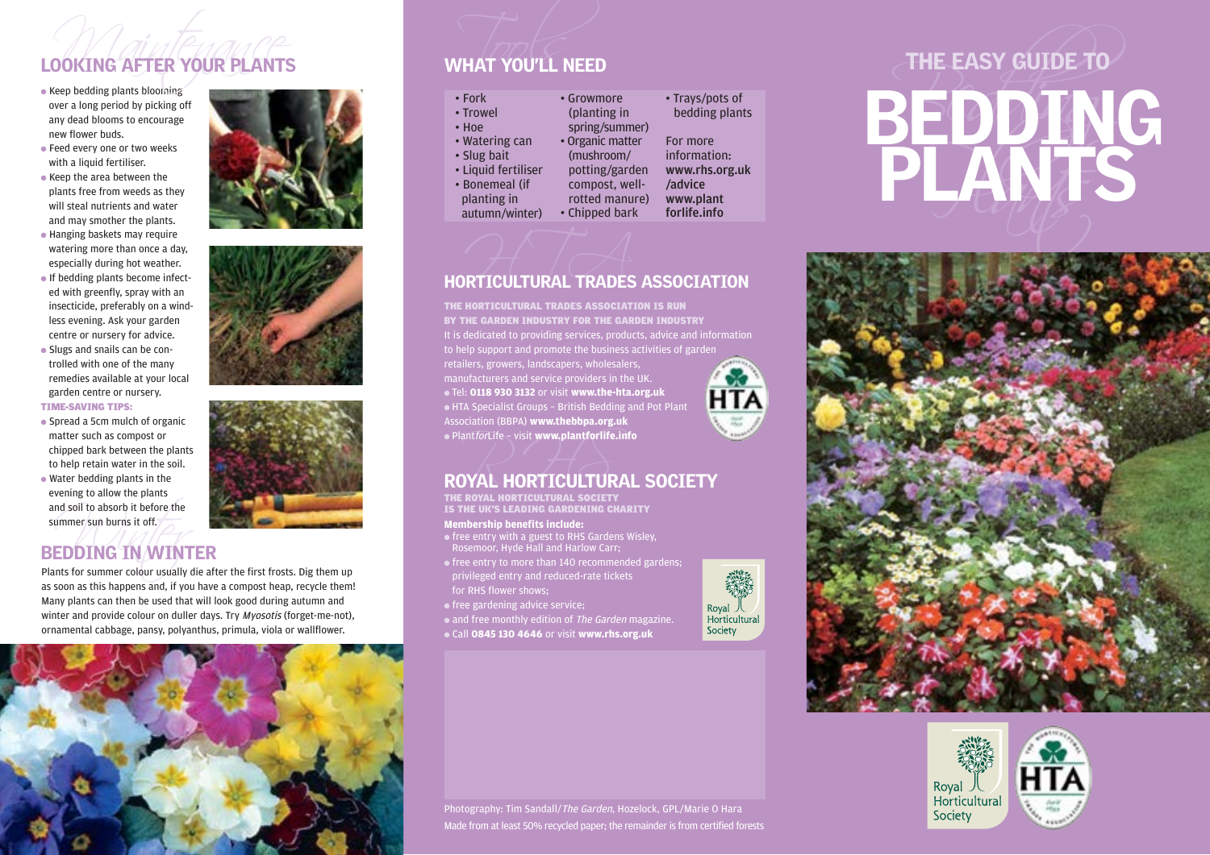## LOOKING AFTER YOUR PLANTS

- Keep bedding plants blooming over a long period by picking off any dead blooms to encourage new flower buds.
- Feed every one or two weeks with a liquid fertiliser.
- Keep the area between the plants free from weeds as they will steal nutrients and water and may smother the plants.
- Hanging baskets may require watering more than once a day, especially during hot weather.
- If bedding plants become infected with greenfly, spray with an insecticide, preferably on a windless evening. Ask your garden centre or nursery for advice.
- Slugs and snails can be controlled with one of the many remedies available at your local garden centre or nursery.

**TIME-SAVING TIPS:**

- Spread a 5cm mulch of organic matter such as compost or chipped bark between the plants to help retain water in the soil.
- Water bedding plants in the evening to allow the plants and soil to absorb it before the summer sun burns it off.

## BEDDING IN WINTER

Plants for summer colour usually die after the first frosts. Dig them up as soon as this happens and, if you have a compost heap, recycle them! Many plants can then be used that will look good during autumn and winter and provide colour on duller days. Try *Myosotis* (forget-me-not), ornamental cabbage, pansy, polyanthus, primula, viola or wallflower.

## WHAT YOU'LL NEED

- Fork
- Trowel
- Hoe
- Watering can
- Slug bait
- Liquid fertiliser
- Bonemeal (if planting in autumn/winter)
- Growmore (planting in spring/summer)
- Organic matter (mushroom/potting/garden compost, well-rotted manure)
- Chipped bark
- Trays/pots of bedding plants

For more information: **www.rhs.org.uk/advice** **www.plantforlife.info**

## HORTICULTURAL TRADES ASSOCIATION

**THE HORTICULTURAL TRADES ASSOCIATION IS RUN BY THE GARDEN INDUSTRY FOR THE GARDEN INDUSTRY**

It is dedicated to providing services, products, advice and information to help support and promote the business activities of garden retailers, growers, landscapers, wholesalers, manufacturers and service providers in the UK.

- Tel: **0118 930 3132** or visit **www.the-hta.org.uk**
- HTA Specialist Groups - British Bedding and Pot Plant Association (BBPA) **www.thebbpa.org.uk**
- Plant*for*Life – visit **www.plantforlife.info**

## ROYAL HORTICULTURAL SOCIETY

**THE ROYAL HORTICULTURAL SOCIETY IS THE UK'S LEADING GARDENING CHARITY**

**Membership benefits include:**

- free entry with a guest to RHS Gardens Wisley, Rosemoor, Hyde Hall and Harlow Carr;
- free entry to more than 140 recommended gardens; privileged entry and reduced-rate tickets for RHS flower shows;
- free gardening advice service;
- and free monthly edition of *The Garden* magazine.
- Call **0845 130 4646** or visit **www.rhs.org.uk**

Photography: Tim Sandall/*The Garden*, Hozelock, GPL/Marie O Hara

Made from at least 50% recycled paper; the remainder is from certified forests

# THE EASY GUIDE TO BEDDING PLANTS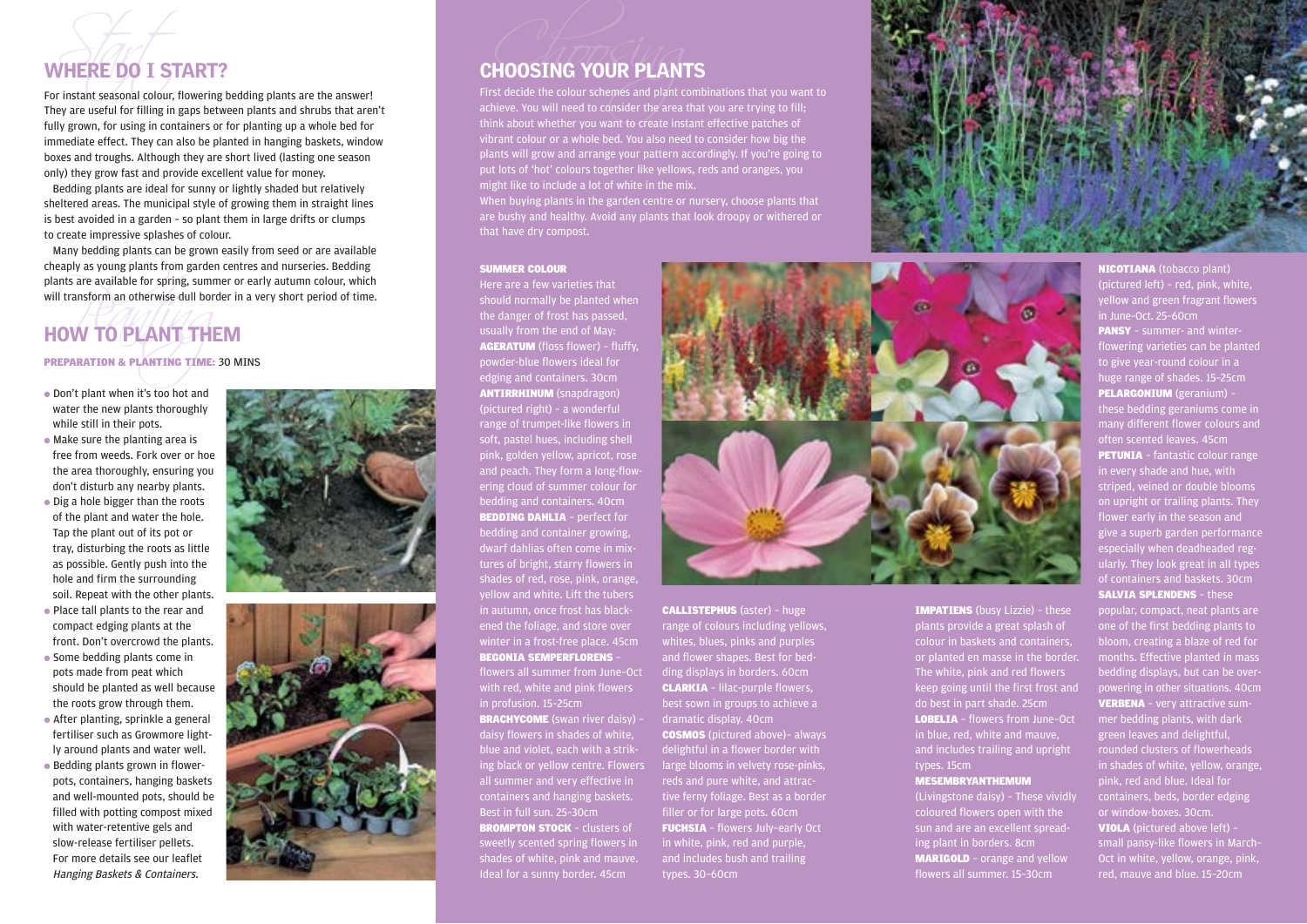## WHERE DO I START?

For instant seasonal colour, flowering bedding plants are the answer! They are useful for filling in gaps between plants and shrubs that aren't fully grown, for using in containers or for planting up a whole bed for immediate effect. They can also be planted in hanging baskets, window boxes and troughs. Although they are short lived (lasting one season only) they grow fast and provide excellent value for money.

Bedding plants are ideal for sunny or lightly shaded but relatively sheltered areas. The municipal style of growing them in straight lines is best avoided in a garden – so plant them in large drifts or clumps to create impressive splashes of colour.

Many bedding plants can be grown easily from seed or are available cheaply as young plants from garden centres and nurseries. Bedding plants are available for spring, summer or early autumn colour, which will transform an otherwise dull border in a very short period of time.

## HOW TO PLANT THEM

**PREPARATION & PLANTING TIME:** 30 MINS

- Don't plant when it's too hot and water the new plants thoroughly while still in their pots.
- Make sure the planting area is free from weeds. Fork over or hoe the area thoroughly, ensuring you don't disturb any nearby plants.
- Dig a hole bigger than the roots of the plant and water the hole. Tap the plant out of its pot or tray, disturbing the roots as little as possible. Gently push into the hole and firm the surrounding soil. Repeat with the other plants.
- Place tall plants to the rear and compact edging plants at the front. Don't overcrowd the plants.
- Some bedding plants come in pots made from peat which should be planted as well because the roots grow through them.
- After planting, sprinkle a general fertiliser such as Growmore lightly around plants and water well.
- Bedding plants grown in flowerpots, containers, hanging baskets and well-mounted pots, should be filled with potting compost mixed with water-retentive gels and slow-release fertiliser pellets. For more details see our leaflet *Hanging Baskets & Containers.*

## CHOOSING YOUR PLANTS

First decide the colour schemes and plant combinations that you want to achieve. You will need to consider the area that you are trying to fill; think about whether you want to create instant effective patches of vibrant colour or a whole bed. You also need to consider how big the plants will grow and arrange your pattern accordingly. If you're going to put lots of 'hot' colours together like yellows, reds and oranges, you might like to include a lot of white in the mix.

When buying plants in the garden centre or nursery, choose plants that are bushy and healthy. Avoid any plants that look droopy or withered or that have dry compost.

### SUMMER COLOUR

Here are a few varieties that should normally be planted when the danger of frost has passed, usually from the end of May:

**AGERATUM** (floss flower) – fluffy, powder-blue flowers ideal for edging and containers. 30cm

**ANTIRRHINUM** (snapdragon) (pictured right) – a wonderful range of trumpet-like flowers in soft, pastel hues, including shell pink, golden yellow, apricot, rose and peach. They form a long-flowering cloud of summer colour for bedding and containers. 40cm

**BEDDING DAHLIA** – perfect for bedding and container growing, dwarf dahlias often come in mixtures of bright, starry flowers in shades of red, rose, pink, orange, yellow and white. Lift the tubers in autumn, once frost has blackened the foliage, and store over winter in a frost-free place. 45cm

**BEGONIA SEMPERFLORENS** – flowers all summer from June–Oct with red, white and pink flowers in profusion. 15–25cm

**BRACHYCOME** (swan river daisy) – daisy flowers in shades of white, blue and violet, each with a striking black or yellow centre. Flowers all summer and very effective in containers and hanging baskets. Best in full sun. 25–30cm

**BROMPTON STOCK** – clusters of sweetly scented spring flowers in shades of white, pink and mauve. Ideal for a sunny border. 45cm

**CALLISTEPHUS** (aster) – huge range of colours including yellows, whites, blues, pinks and purples and flower shapes. Best for bedding displays in borders. 60cm

**CLARKIA** – lilac-purple flowers, best sown in groups to achieve a dramatic display. 40cm

**COSMOS** (pictured above)– always delightful in a flower border with large blooms in velvety rose-pinks, reds and pure white, and attractive ferny foliage. Best as a border filler or for large pots. 60cm

**FUCHSIA** – flowers July–early Oct in white, pink, red and purple, and includes bush and trailing types. 30–60cm

**IMPATIENS** (busy Lizzie) – these plants provide a great splash of colour in baskets and containers, or planted en masse in the border. The white, pink and red flowers keep going until the first frost and do best in part shade. 25cm

**LOBELIA** – flowers from June–Oct in blue, red, white and mauve, and includes trailing and upright types. 15cm

**MESEMBRYANTHEMUM** (Livingstone daisy) – These vividly coloured flowers open with the sun and are an excellent spreading plant in borders. 8cm

**MARIGOLD** – orange and yellow flowers all summer. 15–30cm

**NICOTIANA** (tobacco plant) (pictured left) – red, pink, white, yellow and green fragrant flowers in June–Oct. 25–60cm

**PANSY** – summer- and winter-flowering varieties can be planted to give year-round colour in a huge range of shades. 15–25cm

**PELARGONIUM** (geranium) – these bedding geraniums come in many different flower colours and often scented leaves. 45cm

**PETUNIA** – fantastic colour range in every shade and hue, with striped, veined or double blooms on upright or trailing plants. They flower early in the season and give a superb garden performance especially when deadheaded regularly. They look great in all types of containers and baskets. 30cm

**SALVIA SPLENDENS** – these popular, compact, neat plants are one of the first bedding plants to bloom, creating a blaze of red for months. Effective planted in mass bedding displays, but can be overpowering in other situations. 40cm

**VERBENA** – very attractive summer bedding plants, with dark green leaves and delightful, rounded clusters of flowerheads in shades of white, yellow, orange, pink, red and blue. Ideal for containers, beds, border edging or window-boxes. 30cm.

**VIOLA** (pictured above left) – small pansy-like flowers in March–Oct in white, yellow, orange, pink, red, mauve and blue. 15–20cm